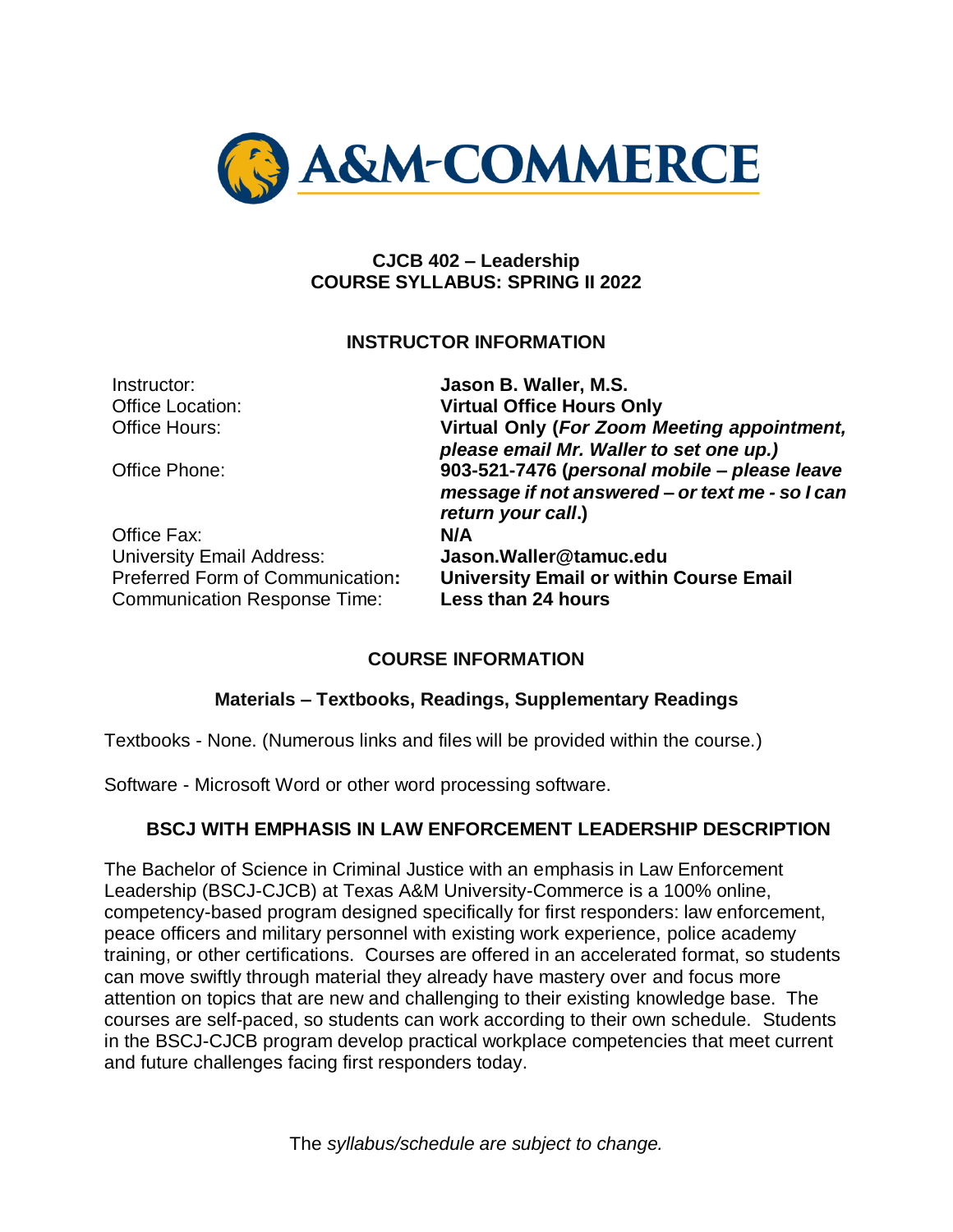# A&M-COMMERCE

## CJCB 402 – Leadership
## COURSE SYLLABUS: SPRING II 2022

### INSTRUCTOR INFORMATION

| | |
|---|---|
| Instructor: | **Jason B. Waller, M.S.** |
| Office Location: | **Virtual Office Hours Only** |
| Office Hours: | **Virtual Only (*For Zoom Meeting appointment, please email Mr. Waller to set one up.)*** |
| Office Phone: | **903-521-7476 (*personal mobile – please leave message if not answered – or text me - so I can return your call*.)** |
| Office Fax: | **N/A** |
| University Email Address: | **Jason.Waller@tamuc.edu** |
| Preferred Form of Communication**:** | **University Email or within Course Email** |
| Communication Response Time: | **Less than 24 hours** |

### COURSE INFORMATION

#### Materials – Textbooks, Readings, Supplementary Readings

Textbooks - None. (Numerous links and files will be provided within the course.)

Software - Microsoft Word or other word processing software.

### BSCJ WITH EMPHASIS IN LAW ENFORCEMENT LEADERSHIP DESCRIPTION

The Bachelor of Science in Criminal Justice with an emphasis in Law Enforcement Leadership (BSCJ-CJCB) at Texas A&M University-Commerce is a 100% online, competency-based program designed specifically for first responders: law enforcement, peace officers and military personnel with existing work experience, police academy training, or other certifications. Courses are offered in an accelerated format, so students can move swiftly through material they already have mastery over and focus more attention on topics that are new and challenging to their existing knowledge base. The courses are self-paced, so students can work according to their own schedule. Students in the BSCJ-CJCB program develop practical workplace competencies that meet current and future challenges facing first responders today.

The *syllabus/schedule are subject to change.*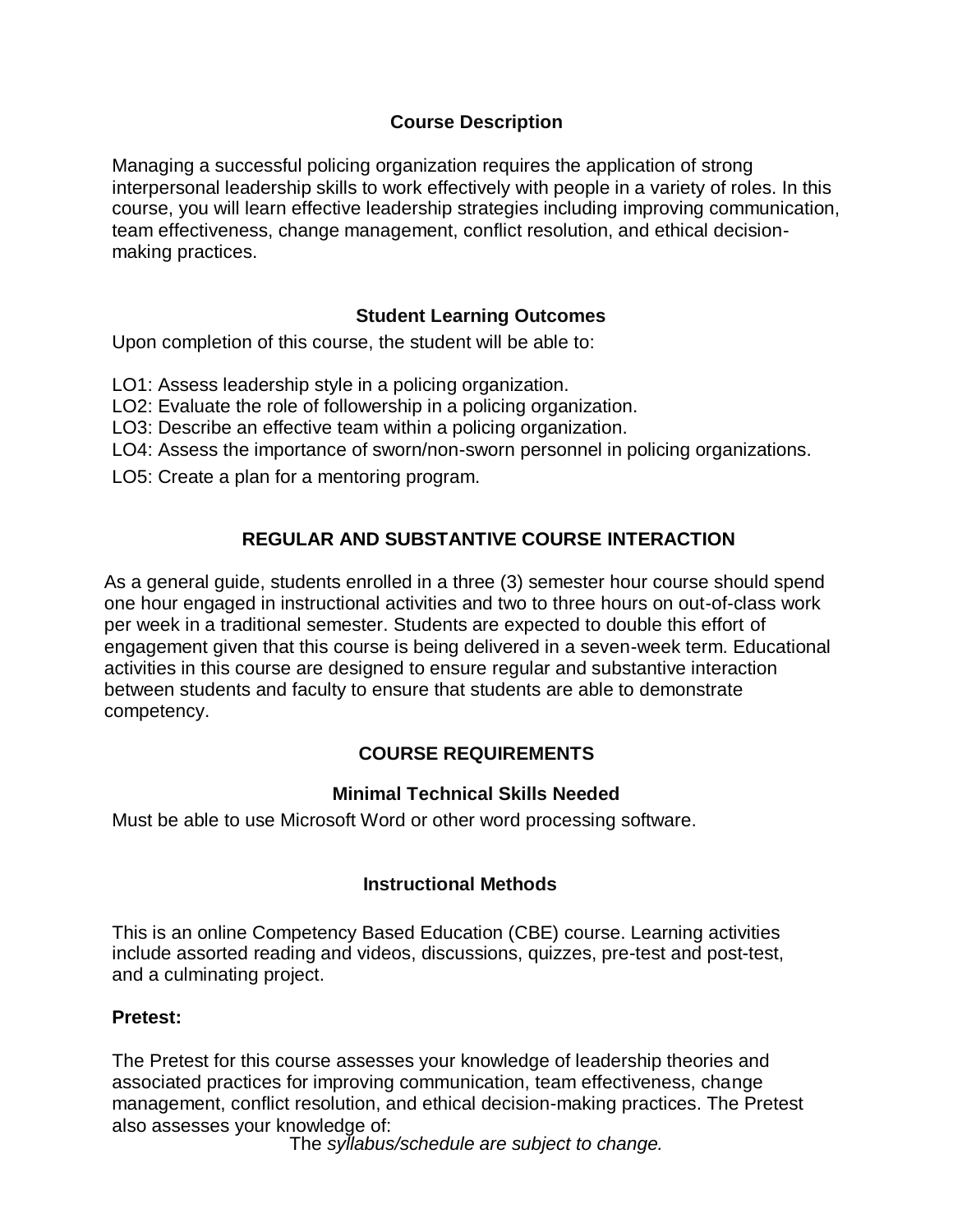## Course Description

Managing a successful policing organization requires the application of strong interpersonal leadership skills to work effectively with people in a variety of roles. In this course, you will learn effective leadership strategies including improving communication, team effectiveness, change management, conflict resolution, and ethical decision-making practices.

## Student Learning Outcomes

Upon completion of this course, the student will be able to:

LO1: Assess leadership style in a policing organization.
LO2: Evaluate the role of followership in a policing organization.
LO3: Describe an effective team within a policing organization.
LO4: Assess the importance of sworn/non-sworn personnel in policing organizations.
LO5: Create a plan for a mentoring program.

## REGULAR AND SUBSTANTIVE COURSE INTERACTION

As a general guide, students enrolled in a three (3) semester hour course should spend one hour engaged in instructional activities and two to three hours on out-of-class work per week in a traditional semester. Students are expected to double this effort of engagement given that this course is being delivered in a seven-week term. Educational activities in this course are designed to ensure regular and substantive interaction between students and faculty to ensure that students are able to demonstrate competency.

## COURSE REQUIREMENTS

### Minimal Technical Skills Needed

Must be able to use Microsoft Word or other word processing software.

### Instructional Methods

This is an online Competency Based Education (CBE) course. Learning activities include assorted reading and videos, discussions, quizzes, pre-test and post-test, and a culminating project.

**Pretest:**

The Pretest for this course assesses your knowledge of leadership theories and associated practices for improving communication, team effectiveness, change management, conflict resolution, and ethical decision-making practices. The Pretest also assesses your knowledge of:

The *syllabus/schedule are subject to change.*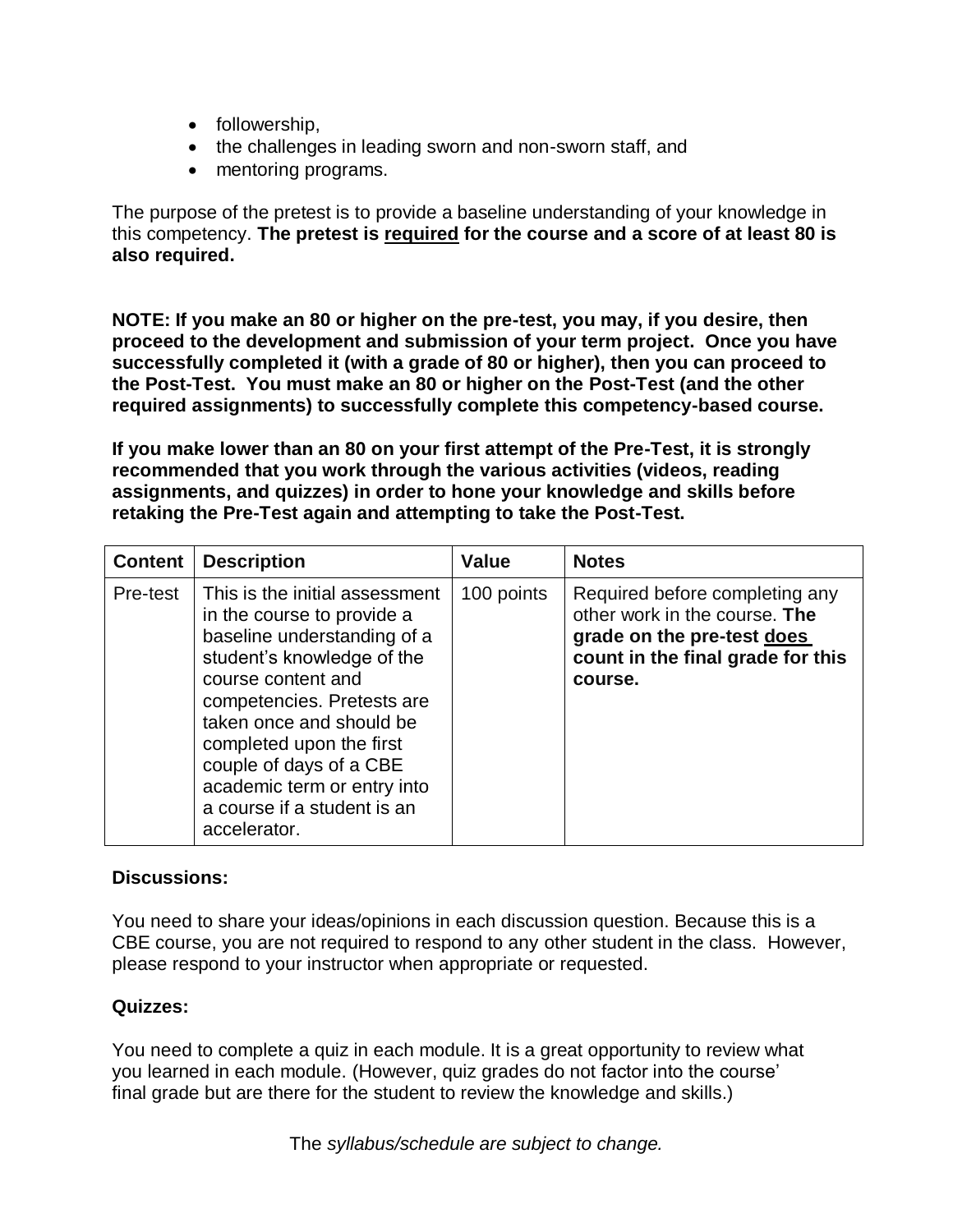- followership,
- the challenges in leading sworn and non-sworn staff, and
- mentoring programs.

The purpose of the pretest is to provide a baseline understanding of your knowledge in this competency. **The pretest is <u>required</u> for the course and a score of at least 80 is also required.**

**NOTE: If you make an 80 or higher on the pre-test, you may, if you desire, then proceed to the development and submission of your term project. Once you have successfully completed it (with a grade of 80 or higher), then you can proceed to the Post-Test. You must make an 80 or higher on the Post-Test (and the other required assignments) to successfully complete this competency-based course.**

**If you make lower than an 80 on your first attempt of the Pre-Test, it is strongly recommended that you work through the various activities (videos, reading assignments, and quizzes) in order to hone your knowledge and skills before retaking the Pre-Test again and attempting to take the Post-Test.**

| Content | Description | Value | Notes |
|---|---|---|---|
| Pre-test | This is the initial assessment in the course to provide a baseline understanding of a student's knowledge of the course content and competencies. Pretests are taken once and should be completed upon the first couple of days of a CBE academic term or entry into a course if a student is an accelerator. | 100 points | Required before completing any other work in the course. **The grade on the pre-test <u>does</u> count in the final grade for this course.** |

**Discussions:**

You need to share your ideas/opinions in each discussion question. Because this is a CBE course, you are not required to respond to any other student in the class. However, please respond to your instructor when appropriate or requested.

**Quizzes:**

You need to complete a quiz in each module. It is a great opportunity to review what you learned in each module. (However, quiz grades do not factor into the course' final grade but are there for the student to review the knowledge and skills.)

The *syllabus/schedule are subject to change.*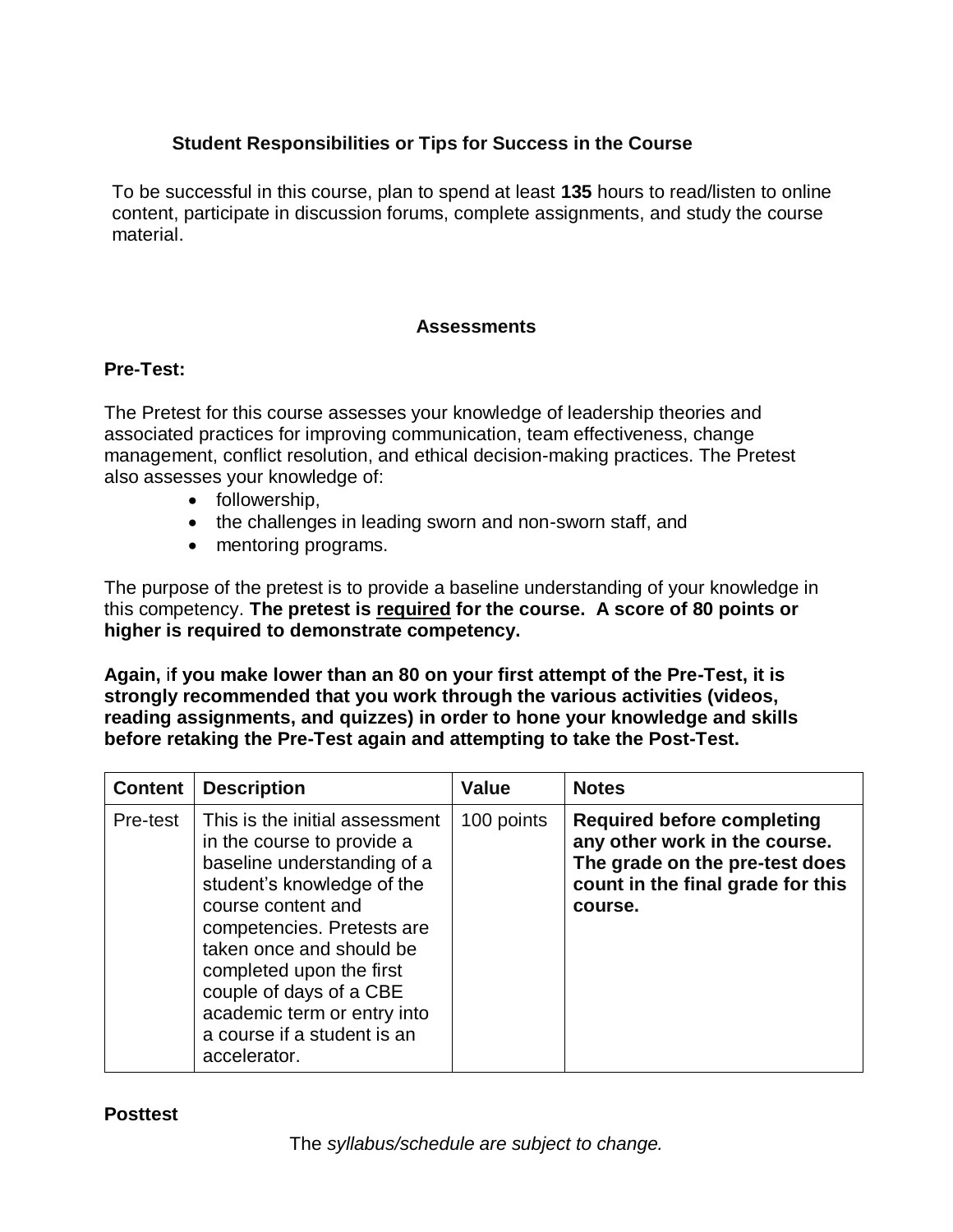### Student Responsibilities or Tips for Success in the Course

To be successful in this course, plan to spend at least **135** hours to read/listen to online content, participate in discussion forums, complete assignments, and study the course material.

### Assessments

**Pre-Test:**

The Pretest for this course assesses your knowledge of leadership theories and associated practices for improving communication, team effectiveness, change management, conflict resolution, and ethical decision-making practices. The Pretest also assesses your knowledge of:

- followership,
- the challenges in leading sworn and non-sworn staff, and
- mentoring programs.

The purpose of the pretest is to provide a baseline understanding of your knowledge in this competency. **The pretest is <u>required</u> for the course. A score of 80 points or higher is required to demonstrate competency.**

**Again, if you make lower than an 80 on your first attempt of the Pre-Test, it is strongly recommended that you work through the various activities (videos, reading assignments, and quizzes) in order to hone your knowledge and skills before retaking the Pre-Test again and attempting to take the Post-Test.**

| Content | Description | Value | Notes |
| --- | --- | --- | --- |
| Pre-test | This is the initial assessment in the course to provide a baseline understanding of a student's knowledge of the course content and competencies. Pretests are taken once and should be completed upon the first couple of days of a CBE academic term or entry into a course if a student is an accelerator. | 100 points | **Required before completing any other work in the course. The grade on the pre-test does count in the final grade for this course.** |

**Posttest**

The *syllabus/schedule are subject to change.*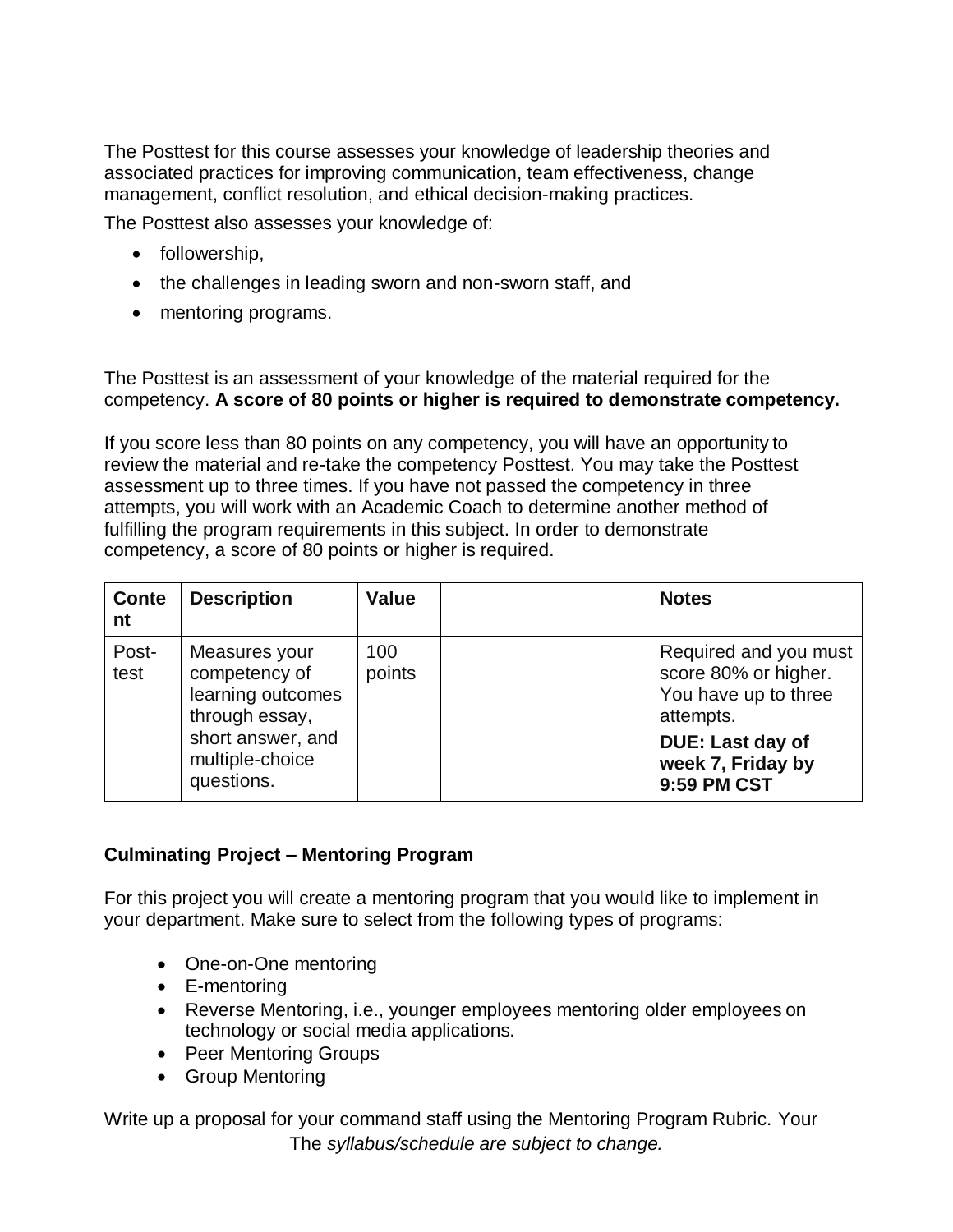The Posttest for this course assesses your knowledge of leadership theories and associated practices for improving communication, team effectiveness, change management, conflict resolution, and ethical decision-making practices.

The Posttest also assesses your knowledge of:

- followership,
- the challenges in leading sworn and non-sworn staff, and
- mentoring programs.

The Posttest is an assessment of your knowledge of the material required for the competency. **A score of 80 points or higher is required to demonstrate competency.**

If you score less than 80 points on any competency, you will have an opportunity to review the material and re-take the competency Posttest. You may take the Posttest assessment up to three times. If you have not passed the competency in three attempts, you will work with an Academic Coach to determine another method of fulfilling the program requirements in this subject. In order to demonstrate competency, a score of 80 points or higher is required.

| Content | Description | Value | | Notes |
|---|---|---|---|---|
| Post-test | Measures your competency of learning outcomes through essay, short answer, and multiple-choice questions. | 100 points | | Required and you must score 80% or higher. You have up to three attempts. **DUE: Last day of week 7, Friday by 9:59 PM CST** |

**Culminating Project – Mentoring Program**

For this project you will create a mentoring program that you would like to implement in your department. Make sure to select from the following types of programs:

- One-on-One mentoring
- E-mentoring
- Reverse Mentoring, i.e., younger employees mentoring older employees on technology or social media applications.
- Peer Mentoring Groups
- Group Mentoring

Write up a proposal for your command staff using the Mentoring Program Rubric. Your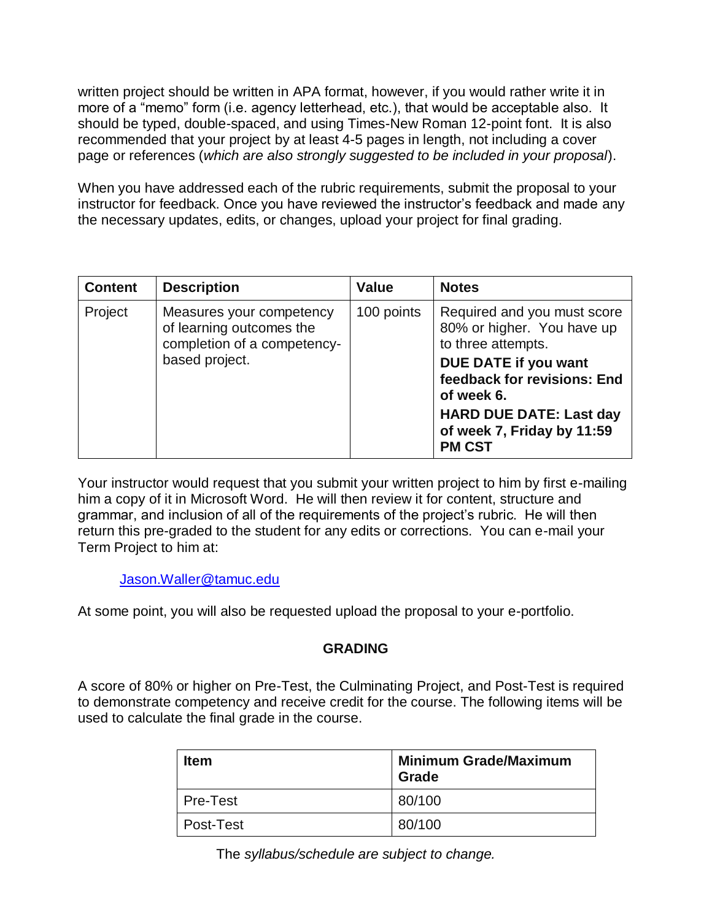written project should be written in APA format, however, if you would rather write it in more of a "memo" form (i.e. agency letterhead, etc.), that would be acceptable also. It should be typed, double-spaced, and using Times-New Roman 12-point font. It is also recommended that your project by at least 4-5 pages in length, not including a cover page or references (*which are also strongly suggested to be included in your proposal*).

When you have addressed each of the rubric requirements, submit the proposal to your instructor for feedback. Once you have reviewed the instructor's feedback and made any the necessary updates, edits, or changes, upload your project for final grading.

| Content | Description | Value | Notes |
|---|---|---|---|
| Project | Measures your competency of learning outcomes the completion of a competency-based project. | 100 points | Required and you must score 80% or higher. You have up to three attempts. **DUE DATE if you want feedback for revisions: End of week 6.** **HARD DUE DATE: Last day of week 7, Friday by 11:59 PM CST** |

Your instructor would request that you submit your written project to him by first e-mailing him a copy of it in Microsoft Word. He will then review it for content, structure and grammar, and inclusion of all of the requirements of the project's rubric. He will then return this pre-graded to the student for any edits or corrections. You can e-mail your Term Project to him at:

Jason.Waller@tamuc.edu

At some point, you will also be requested upload the proposal to your e-portfolio.

**GRADING**

A score of 80% or higher on Pre-Test, the Culminating Project, and Post-Test is required to demonstrate competency and receive credit for the course. The following items will be used to calculate the final grade in the course.

| Item | Minimum Grade/Maximum Grade |
|---|---|
| Pre-Test | 80/100 |
| Post-Test | 80/100 |

The *syllabus/schedule are subject to change.*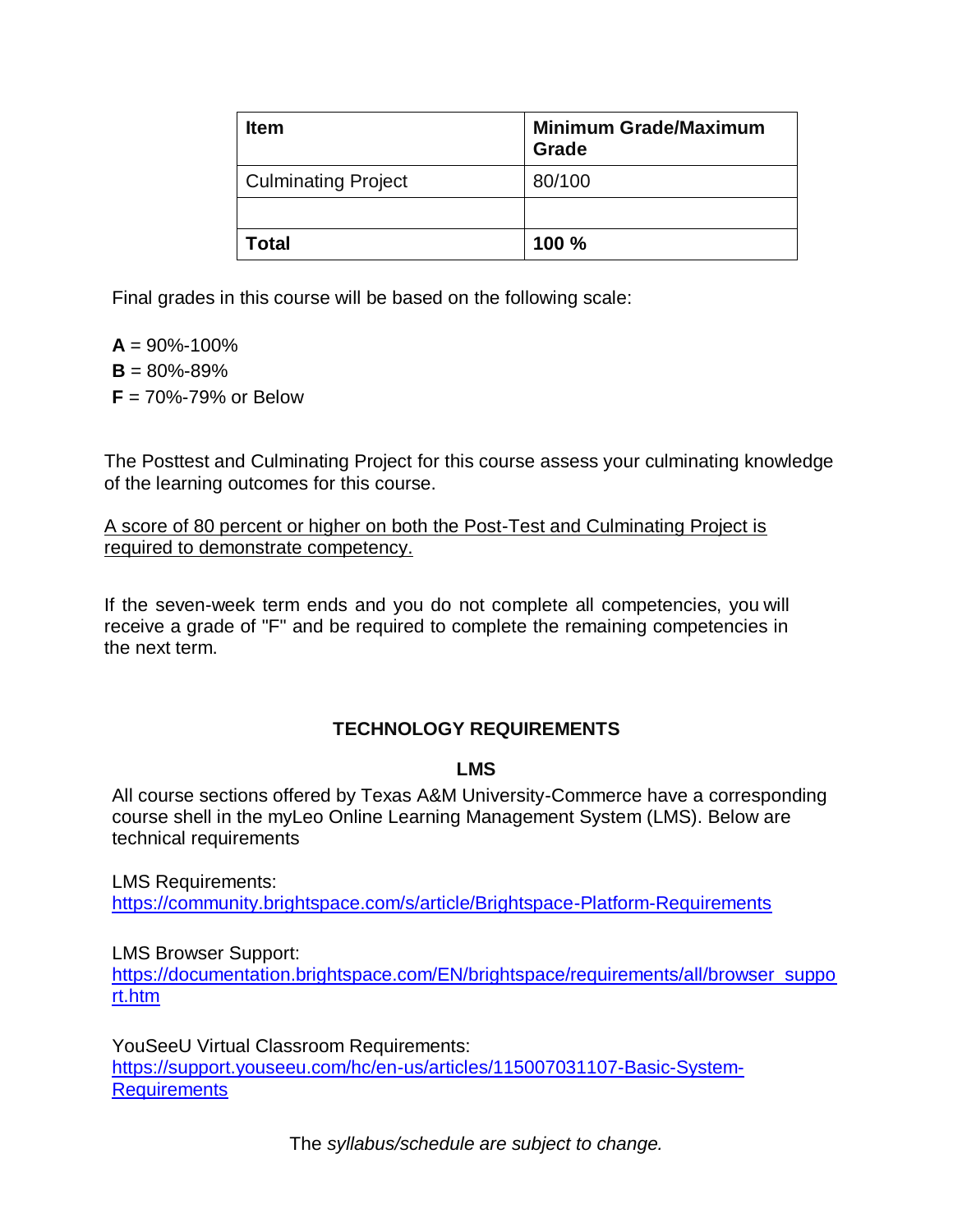| **Item** | **Minimum Grade/Maximum Grade** |
| --- | --- |
| Culminating Project | 80/100 |
| | |
| **Total** | **100 %** |

Final grades in this course will be based on the following scale:

**A** = 90%-100%
**B** = 80%-89%
**F** = 70%-79% or Below

The Posttest and Culminating Project for this course assess your culminating knowledge of the learning outcomes for this course.

<u>A score of 80 percent or higher on both the Post-Test and Culminating Project is required to demonstrate competency.</u>

If the seven-week term ends and you do not complete all competencies, you will receive a grade of "F" and be required to complete the remaining competencies in the next term.

## TECHNOLOGY REQUIREMENTS

### LMS

All course sections offered by Texas A&M University-Commerce have a corresponding course shell in the myLeo Online Learning Management System (LMS). Below are technical requirements

LMS Requirements:
https://community.brightspace.com/s/article/Brightspace-Platform-Requirements

LMS Browser Support:
https://documentation.brightspace.com/EN/brightspace/requirements/all/browser_support.htm

YouSeeU Virtual Classroom Requirements:
https://support.youseeu.com/hc/en-us/articles/115007031107-Basic-System-Requirements

The *syllabus/schedule are subject to change.*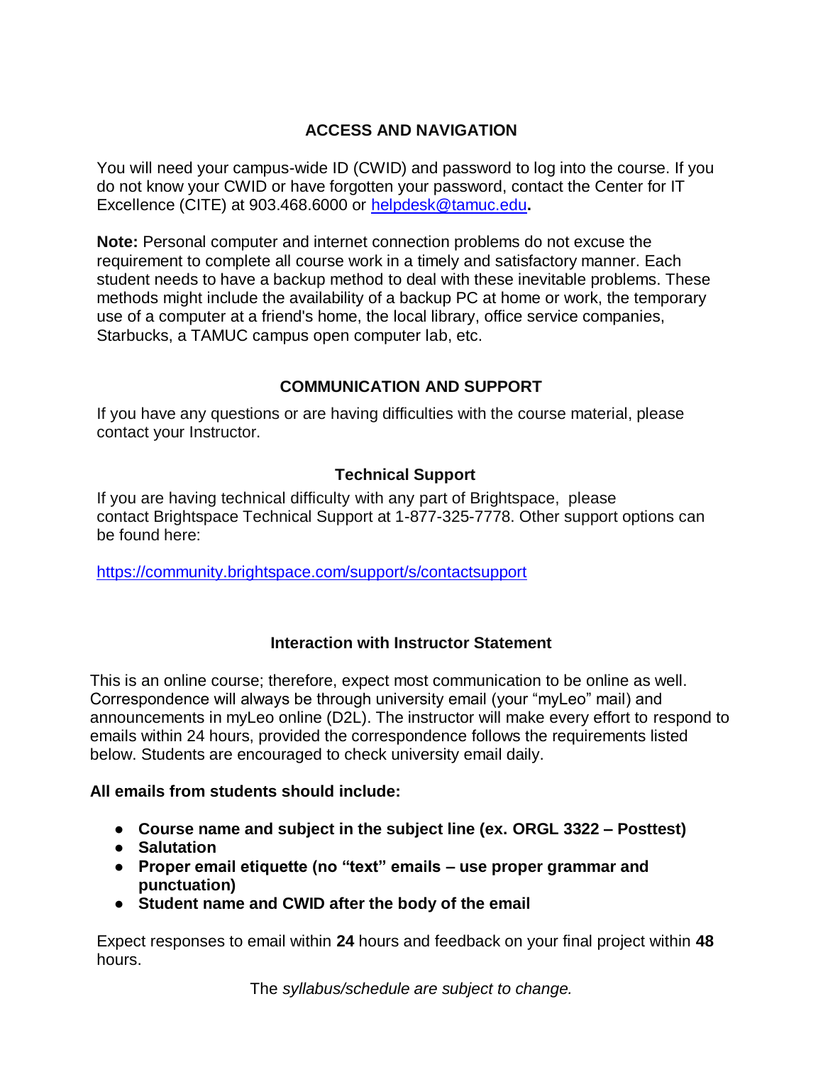## ACCESS AND NAVIGATION

You will need your campus-wide ID (CWID) and password to log into the course. If you do not know your CWID or have forgotten your password, contact the Center for IT Excellence (CITE) at 903.468.6000 or helpdesk@tamuc.edu**.**

**Note:** Personal computer and internet connection problems do not excuse the requirement to complete all course work in a timely and satisfactory manner. Each student needs to have a backup method to deal with these inevitable problems. These methods might include the availability of a backup PC at home or work, the temporary use of a computer at a friend's home, the local library, office service companies, Starbucks, a TAMUC campus open computer lab, etc.

## COMMUNICATION AND SUPPORT

If you have any questions or are having difficulties with the course material, please contact your Instructor.

### Technical Support

If you are having technical difficulty with any part of Brightspace, please contact Brightspace Technical Support at 1-877-325-7778. Other support options can be found here:

https://community.brightspace.com/support/s/contactsupport

### Interaction with Instructor Statement

This is an online course; therefore, expect most communication to be online as well. Correspondence will always be through university email (your "myLeo" mail) and announcements in myLeo online (D2L). The instructor will make every effort to respond to emails within 24 hours, provided the correspondence follows the requirements listed below. Students are encouraged to check university email daily.

**All emails from students should include:**

- **Course name and subject in the subject line (ex. ORGL 3322 – Posttest)**
- **Salutation**
- **Proper email etiquette (no "text" emails – use proper grammar and punctuation)**
- **Student name and CWID after the body of the email**

Expect responses to email within **24** hours and feedback on your final project within **48** hours.

The *syllabus/schedule are subject to change.*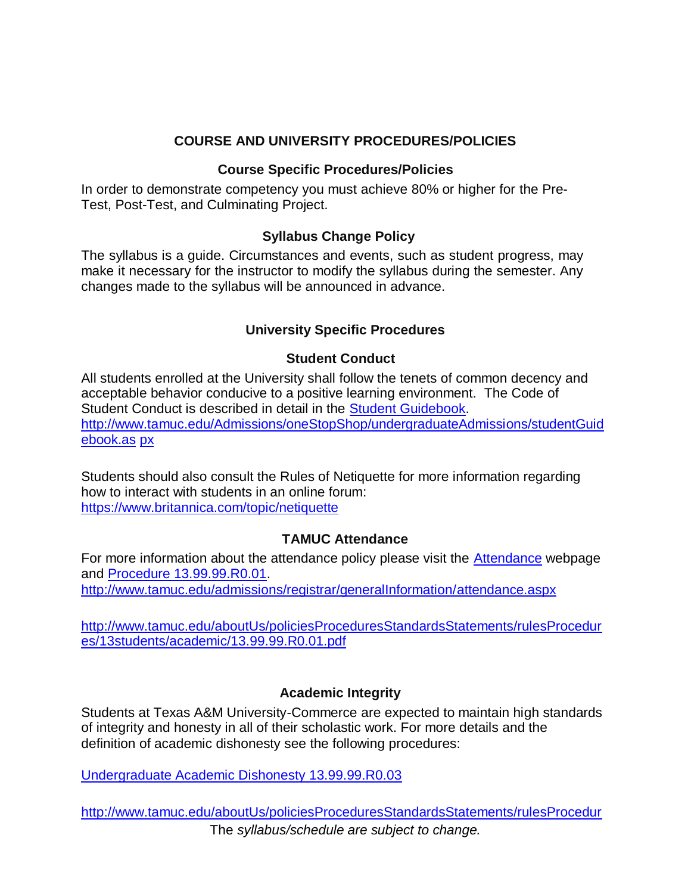## COURSE AND UNIVERSITY PROCEDURES/POLICIES

### Course Specific Procedures/Policies

In order to demonstrate competency you must achieve 80% or higher for the Pre-Test, Post-Test, and Culminating Project.

### Syllabus Change Policy

The syllabus is a guide. Circumstances and events, such as student progress, may make it necessary for the instructor to modify the syllabus during the semester. Any changes made to the syllabus will be announced in advance.

### University Specific Procedures

#### Student Conduct

All students enrolled at the University shall follow the tenets of common decency and acceptable behavior conducive to a positive learning environment. The Code of Student Conduct is described in detail in the Student Guidebook.
http://www.tamuc.edu/Admissions/oneStopShop/undergraduateAdmissions/studentGuidebook.as px

Students should also consult the Rules of Netiquette for more information regarding how to interact with students in an online forum:
https://www.britannica.com/topic/netiquette

#### TAMUC Attendance

For more information about the attendance policy please visit the Attendance webpage and Procedure 13.99.99.R0.01.
http://www.tamuc.edu/admissions/registrar/generalInformation/attendance.aspx

http://www.tamuc.edu/aboutUs/policiesProceduresStandardsStatements/rulesProcedures/13students/academic/13.99.99.R0.01.pdf

#### Academic Integrity

Students at Texas A&M University-Commerce are expected to maintain high standards of integrity and honesty in all of their scholastic work. For more details and the definition of academic dishonesty see the following procedures:

Undergraduate Academic Dishonesty 13.99.99.R0.03

http://www.tamuc.edu/aboutUs/policiesProceduresStandardsStatements/rulesProcedur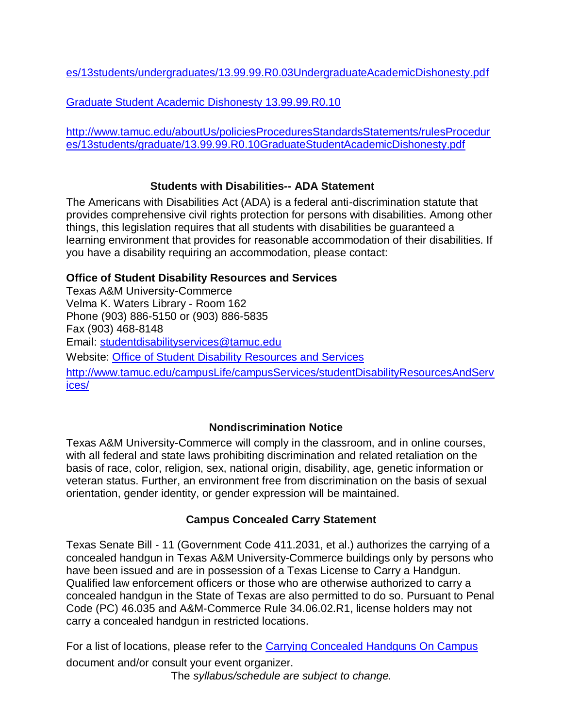es/13students/undergraduates/13.99.99.R0.03UndergraduateAcademicDishonesty.pdf

Graduate Student Academic Dishonesty 13.99.99.R0.10

http://www.tamuc.edu/aboutUs/policiesProceduresStandardsStatements/rulesProcedures/13students/graduate/13.99.99.R0.10GraduateStudentAcademicDishonesty.pdf

## Students with Disabilities-- ADA Statement

The Americans with Disabilities Act (ADA) is a federal anti-discrimination statute that provides comprehensive civil rights protection for persons with disabilities. Among other things, this legislation requires that all students with disabilities be guaranteed a learning environment that provides for reasonable accommodation of their disabilities. If you have a disability requiring an accommodation, please contact:

**Office of Student Disability Resources and Services**

Texas A&M University-Commerce
Velma K. Waters Library - Room 162
Phone (903) 886-5150 or (903) 886-5835
Fax (903) 468-8148
Email: studentdisabilityservices@tamuc.edu
Website: Office of Student Disability Resources and Services
http://www.tamuc.edu/campusLife/campusServices/studentDisabilityResourcesAndServices/

## Nondiscrimination Notice

Texas A&M University-Commerce will comply in the classroom, and in online courses, with all federal and state laws prohibiting discrimination and related retaliation on the basis of race, color, religion, sex, national origin, disability, age, genetic information or veteran status. Further, an environment free from discrimination on the basis of sexual orientation, gender identity, or gender expression will be maintained.

## Campus Concealed Carry Statement

Texas Senate Bill - 11 (Government Code 411.2031, et al.) authorizes the carrying of a concealed handgun in Texas A&M University-Commerce buildings only by persons who have been issued and are in possession of a Texas License to Carry a Handgun. Qualified law enforcement officers or those who are otherwise authorized to carry a concealed handgun in the State of Texas are also permitted to do so. Pursuant to Penal Code (PC) 46.035 and A&M-Commerce Rule 34.06.02.R1, license holders may not carry a concealed handgun in restricted locations.

For a list of locations, please refer to the Carrying Concealed Handguns On Campus document and/or consult your event organizer.

The *syllabus/schedule are subject to change.*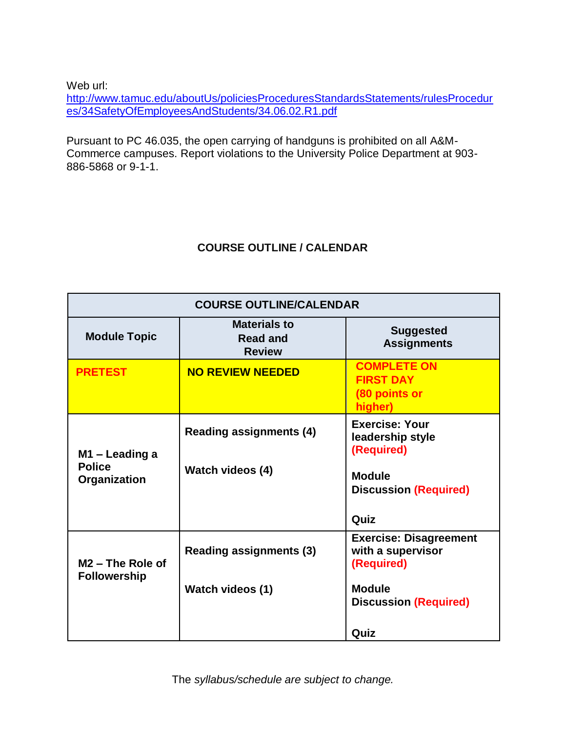Web url:
http://www.tamuc.edu/aboutUs/policiesProceduresStandardsStatements/rulesProcedures/34SafetyOfEmployeesAndStudents/34.06.02.R1.pdf

Pursuant to PC 46.035, the open carrying of handguns is prohibited on all A&M-Commerce campuses. Report violations to the University Police Department at 903-886-5868 or 9-1-1.

## COURSE OUTLINE / CALENDAR

| COURSE OUTLINE/CALENDAR | | |
|---|---|---|
| **Module Topic** | **Materials to Read and Review** | **Suggested Assignments** |
| **PRETEST** | **NO REVIEW NEEDED** | **COMPLETE ON FIRST DAY (80 points or higher)** |
| **M1 – Leading a Police Organization** | **Reading assignments (4)**<br><br>**Watch videos (4)** | **Exercise: Your leadership style (Required)**<br><br>**Module Discussion (Required)**<br><br>**Quiz** |
| **M2 – The Role of Followership** | **Reading assignments (3)**<br><br>**Watch videos (1)** | **Exercise: Disagreement with a supervisor (Required)**<br><br>**Module Discussion (Required)**<br><br>**Quiz** |

The *syllabus/schedule are subject to change.*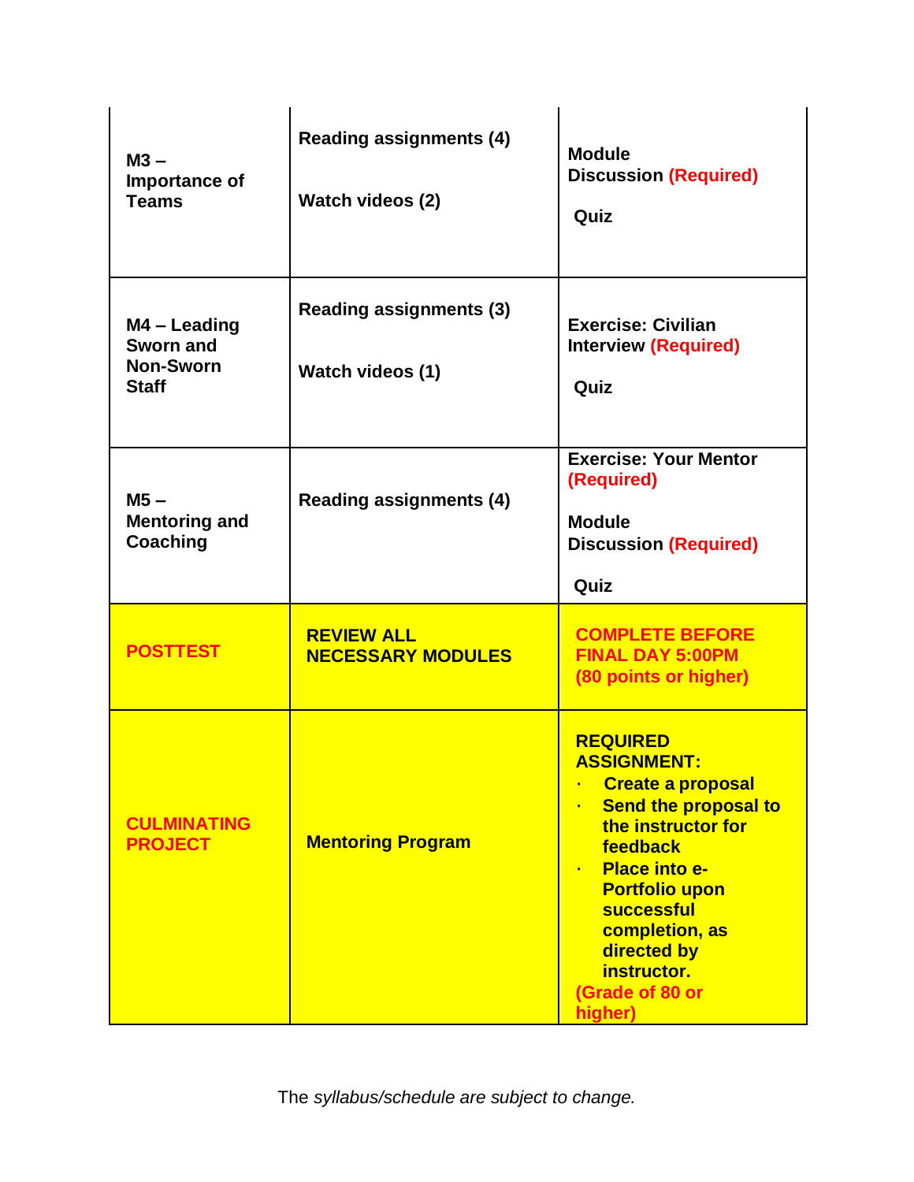| | | |
|---|---|---|
| **M3 – Importance of Teams** | **Reading assignments (4)**<br><br>**Watch videos (2)** | **Module Discussion (Required)**<br><br>**Quiz** |
| **M4 – Leading Sworn and Non-Sworn Staff** | **Reading assignments (3)**<br><br>**Watch videos (1)** | **Exercise: Civilian Interview (Required)**<br><br>**Quiz** |
| **M5 – Mentoring and Coaching** | **Reading assignments (4)** | **Exercise: Your Mentor (Required)**<br><br>**Module Discussion (Required)**<br><br>**Quiz** |
| **POSTTEST** | **REVIEW ALL NECESSARY MODULES** | **COMPLETE BEFORE FINAL DAY 5:00PM (80 points or higher)** |
| **CULMINATING PROJECT** | **Mentoring Program** | **REQUIRED ASSIGNMENT:**<br>· **Create a proposal**<br>· **Send the proposal to the instructor for feedback**<br>· **Place into e-Portfolio upon successful completion, as directed by instructor.**<br>**(Grade of 80 or higher)** |

The *syllabus/schedule are subject to change.*